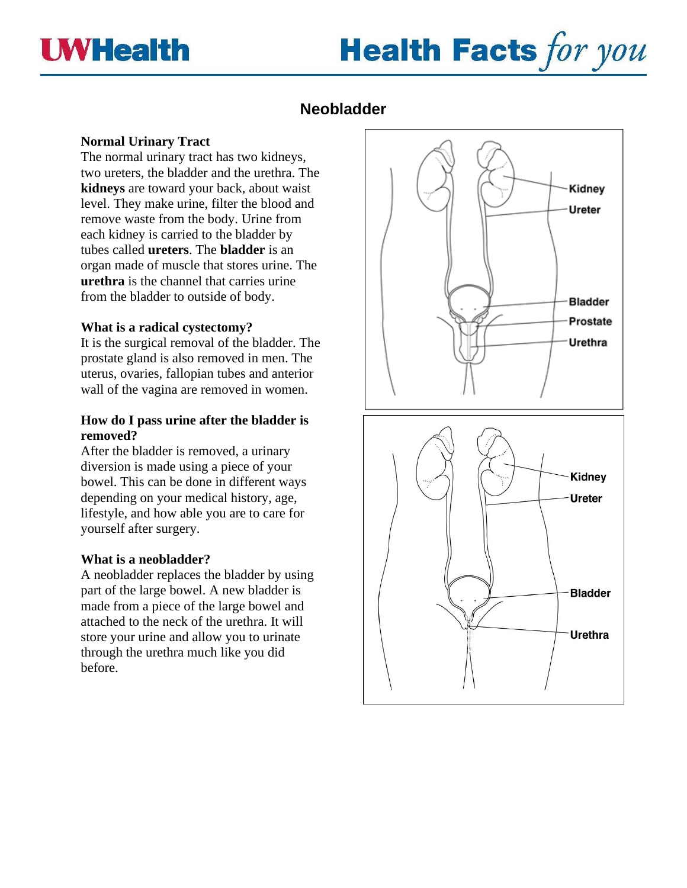# Neobladder

### Normal Urinary Tract

The normal urinary tract has two kidneys, two ureters, the bladder and the urethra. The **kidneys** are toward your back, about waist level. They make urine, filter the blood and remove waste from the body. Urine from each kidney is carried to the bladder by tubes called **ureters**. The **bladder** is an organ made of muscle that stores urine. The **urethra** is the channel that carries urine from the bladder to outside of body.

### What is a radical cystectomy?

It is the surgical removal of the bladder. The prostate gland is also removed in men. The uterus, ovaries, fallopian tubes and anterior wall of the vagina are removed in women.

### How do I pass urine after the bladder is removed?

After the bladder is removed, a urinary diversion is made using a piece of your bowel. This can be done in different ways depending on your medical history, age, lifestyle, and how able you are to care for yourself after surgery.

### What is a neobladder?

A neobladder replaces the bladder by using part of the large bowel. A new bladder is made from a piece of the large bowel and attached to the neck of the urethra. It will store your urine and allow you to urinate through the urethra much like you did before.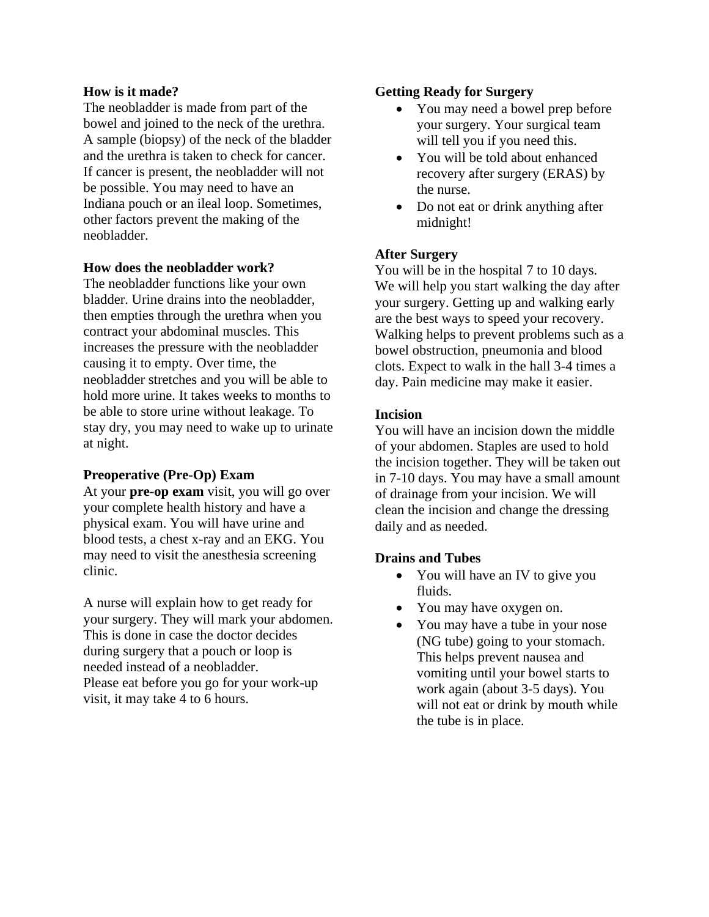**How is it made?**

The neobladder is made from part of the bowel and joined to the neck of the urethra. A sample (biopsy) of the neck of the bladder and the urethra is taken to check for cancer. If cancer is present, the neobladder will not be possible. You may need to have an Indiana pouch or an ileal loop. Sometimes, other factors prevent the making of the neobladder.

**How does the neobladder work?**

The neobladder functions like your own bladder. Urine drains into the neobladder, then empties through the urethra when you contract your abdominal muscles. This increases the pressure with the neobladder causing it to empty. Over time, the neobladder stretches and you will be able to hold more urine. It takes weeks to months to be able to store urine without leakage. To stay dry, you may need to wake up to urinate at night.

**Preoperative (Pre-Op) Exam**

At your **pre-op exam** visit, you will go over your complete health history and have a physical exam. You will have urine and blood tests, a chest x-ray and an EKG. You may need to visit the anesthesia screening clinic.

A nurse will explain how to get ready for your surgery. They will mark your abdomen. This is done in case the doctor decides during surgery that a pouch or loop is needed instead of a neobladder.
Please eat before you go for your work-up visit, it may take 4 to 6 hours.

**Getting Ready for Surgery**

- You may need a bowel prep before your surgery. Your surgical team will tell you if you need this.
- You will be told about enhanced recovery after surgery (ERAS) by the nurse.
- Do not eat or drink anything after midnight!

**After Surgery**

You will be in the hospital 7 to 10 days. We will help you start walking the day after your surgery. Getting up and walking early are the best ways to speed your recovery. Walking helps to prevent problems such as a bowel obstruction, pneumonia and blood clots. Expect to walk in the hall 3-4 times a day. Pain medicine may make it easier.

**Incision**

You will have an incision down the middle of your abdomen. Staples are used to hold the incision together. They will be taken out in 7-10 days. You may have a small amount of drainage from your incision. We will clean the incision and change the dressing daily and as needed.

**Drains and Tubes**

- You will have an IV to give you fluids.
- You may have oxygen on.
- You may have a tube in your nose (NG tube) going to your stomach. This helps prevent nausea and vomiting until your bowel starts to work again (about 3-5 days). You will not eat or drink by mouth while the tube is in place.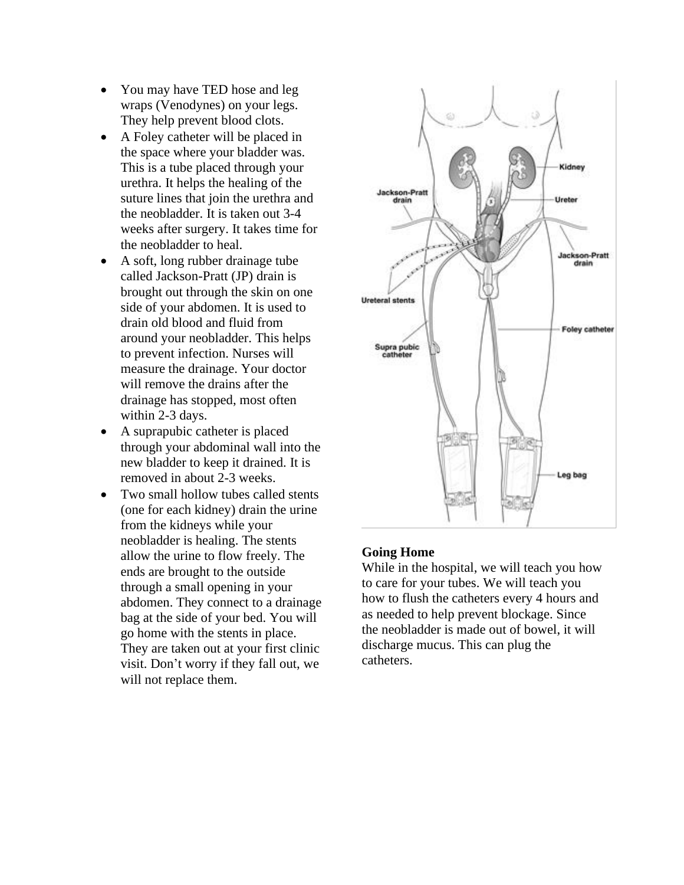- You may have TED hose and leg wraps (Venodynes) on your legs. They help prevent blood clots.
- A Foley catheter will be placed in the space where your bladder was. This is a tube placed through your urethra. It helps the healing of the suture lines that join the urethra and the neobladder. It is taken out 3-4 weeks after surgery. It takes time for the neobladder to heal.
- A soft, long rubber drainage tube called Jackson-Pratt (JP) drain is brought out through the skin on one side of your abdomen. It is used to drain old blood and fluid from around your neobladder. This helps to prevent infection. Nurses will measure the drainage. Your doctor will remove the drains after the drainage has stopped, most often within 2-3 days.
- A suprapubic catheter is placed through your abdominal wall into the new bladder to keep it drained. It is removed in about 2-3 weeks.
- Two small hollow tubes called stents (one for each kidney) drain the urine from the kidneys while your neobladder is healing. The stents allow the urine to flow freely. The ends are brought to the outside through a small opening in your abdomen. They connect to a drainage bag at the side of your bed. You will go home with the stents in place. They are taken out at your first clinic visit. Don't worry if they fall out, we will not replace them.

**Going Home**

While in the hospital, we will teach you how to care for your tubes. We will teach you how to flush the catheters every 4 hours and as needed to help prevent blockage. Since the neobladder is made out of bowel, it will discharge mucus. This can plug the catheters.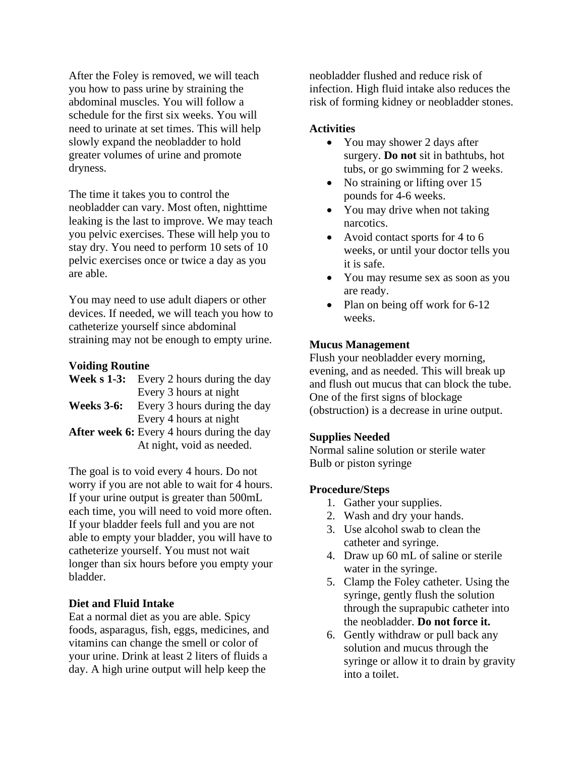After the Foley is removed, we will teach you how to pass urine by straining the abdominal muscles. You will follow a schedule for the first six weeks. You will need to urinate at set times. This will help slowly expand the neobladder to hold greater volumes of urine and promote dryness.

The time it takes you to control the neobladder can vary. Most often, nighttime leaking is the last to improve. We may teach you pelvic exercises. These will help you to stay dry. You need to perform 10 sets of 10 pelvic exercises once or twice a day as you are able.

You may need to use adult diapers or other devices. If needed, we will teach you how to catheterize yourself since abdominal straining may not be enough to empty urine.

**Voiding Routine**

| | |
|---|---|
| **Week s 1-3:** | Every 2 hours during the day |
| | Every 3 hours at night |
| **Weeks 3-6:** | Every 3 hours during the day |
| | Every 4 hours at night |
| **After week 6:** | Every 4 hours during the day |
| | At night, void as needed. |

The goal is to void every 4 hours. Do not worry if you are not able to wait for 4 hours. If your urine output is greater than 500mL each time, you will need to void more often. If your bladder feels full and you are not able to empty your bladder, you will have to catheterize yourself. You must not wait longer than six hours before you empty your bladder.

**Diet and Fluid Intake**

Eat a normal diet as you are able. Spicy foods, asparagus, fish, eggs, medicines, and vitamins can change the smell or color of your urine. Drink at least 2 liters of fluids a day. A high urine output will help keep the neobladder flushed and reduce risk of infection. High fluid intake also reduces the risk of forming kidney or neobladder stones.

**Activities**

- You may shower 2 days after surgery. **Do not** sit in bathtubs, hot tubs, or go swimming for 2 weeks.
- No straining or lifting over 15 pounds for 4-6 weeks.
- You may drive when not taking narcotics.
- Avoid contact sports for 4 to 6 weeks, or until your doctor tells you it is safe.
- You may resume sex as soon as you are ready.
- Plan on being off work for 6-12 weeks.

**Mucus Management**

Flush your neobladder every morning, evening, and as needed. This will break up and flush out mucus that can block the tube. One of the first signs of blockage (obstruction) is a decrease in urine output.

**Supplies Needed**

Normal saline solution or sterile water
Bulb or piston syringe

**Procedure/Steps**

1. Gather your supplies.
2. Wash and dry your hands.
3. Use alcohol swab to clean the catheter and syringe.
4. Draw up 60 mL of saline or sterile water in the syringe.
5. Clamp the Foley catheter. Using the syringe, gently flush the solution through the suprapubic catheter into the neobladder. **Do not force it.**
6. Gently withdraw or pull back any solution and mucus through the syringe or allow it to drain by gravity into a toilet.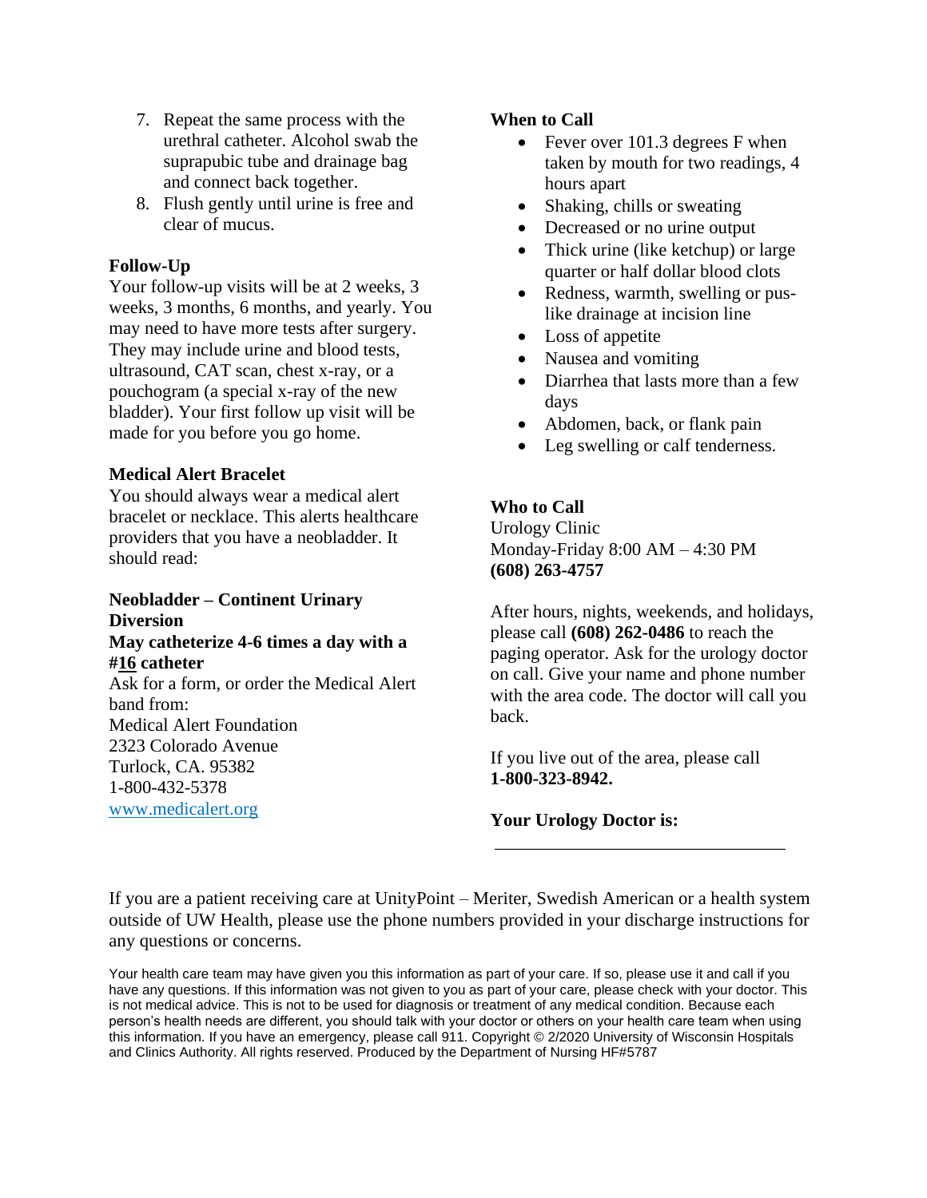7. Repeat the same process with the urethral catheter. Alcohol swab the suprapubic tube and drainage bag and connect back together.
8. Flush gently until urine is free and clear of mucus.

**Follow-Up**

Your follow-up visits will be at 2 weeks, 3 weeks, 3 months, 6 months, and yearly. You may need to have more tests after surgery. They may include urine and blood tests, ultrasound, CAT scan, chest x-ray, or a pouchogram (a special x-ray of the new bladder). Your first follow up visit will be made for you before you go home.

**Medical Alert Bracelet**

You should always wear a medical alert bracelet or necklace. This alerts healthcare providers that you have a neobladder. It should read:

**Neobladder – Continent Urinary Diversion**
**May catheterize 4-6 times a day with a #<u>16</u> catheter**

Ask for a form, or order the Medical Alert band from:
Medical Alert Foundation
2323 Colorado Avenue
Turlock, CA. 95382
1-800-432-5378
www.medicalert.org

**When to Call**

- Fever over 101.3 degrees F when taken by mouth for two readings, 4 hours apart
- Shaking, chills or sweating
- Decreased or no urine output
- Thick urine (like ketchup) or large quarter or half dollar blood clots
- Redness, warmth, swelling or pus-like drainage at incision line
- Loss of appetite
- Nausea and vomiting
- Diarrhea that lasts more than a few days
- Abdomen, back, or flank pain
- Leg swelling or calf tenderness.

**Who to Call**

Urology Clinic
Monday-Friday 8:00 AM – 4:30 PM
**(608) 263-4757**

After hours, nights, weekends, and holidays, please call **(608) 262-0486** to reach the paging operator. Ask for the urology doctor on call. Give your name and phone number with the area code. The doctor will call you back.

If you live out of the area, please call **1-800-323-8942.**

**Your Urology Doctor is:**

\_\_\_\_\_\_\_\_\_\_\_\_\_\_\_\_\_\_\_\_\_\_\_\_\_\_\_\_\_\_\_\_

If you are a patient receiving care at UnityPoint – Meriter, Swedish American or a health system outside of UW Health, please use the phone numbers provided in your discharge instructions for any questions or concerns.

Your health care team may have given you this information as part of your care. If so, please use it and call if you have any questions. If this information was not given to you as part of your care, please check with your doctor. This is not medical advice. This is not to be used for diagnosis or treatment of any medical condition. Because each person's health needs are different, you should talk with your doctor or others on your health care team when using this information. If you have an emergency, please call 911. Copyright © 2/2020 University of Wisconsin Hospitals and Clinics Authority. All rights reserved. Produced by the Department of Nursing HF#5787